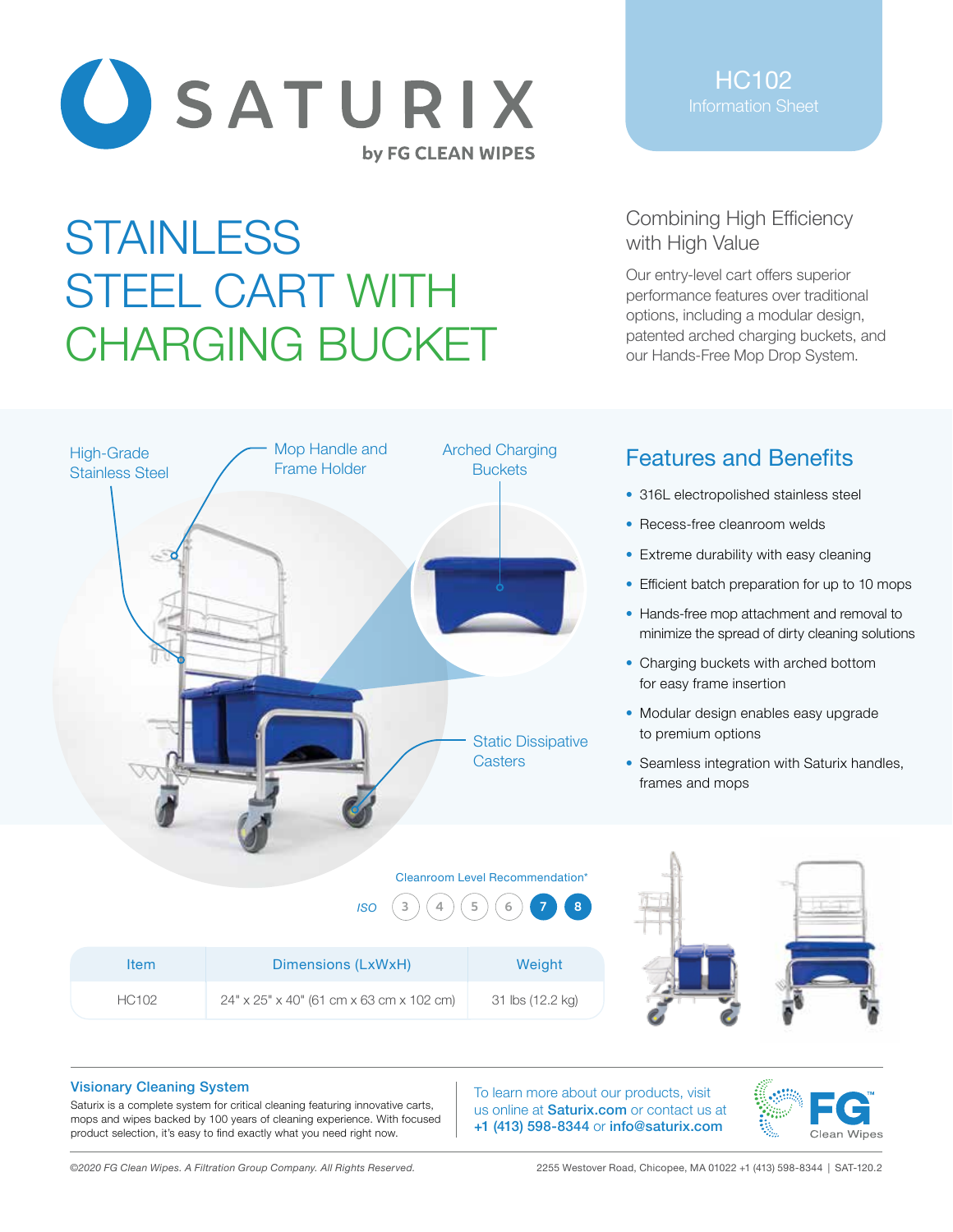# SATURIX

by FG CLEAN WIPES

HC102
Information Sheet

# STAINLESS STEEL CART WITH CHARGING BUCKET

## Combining High Efficiency with High Value

Our entry-level cart offers superior performance features over traditional options, including a modular design, patented arched charging buckets, and our Hands-Free Mop Drop System.

High-Grade Stainless Steel

Mop Handle and Frame Holder

Arched Charging Buckets

Static Dissipative Casters

## Features and Benefits

- 316L electropolished stainless steel
- Recess-free cleanroom welds
- Extreme durability with easy cleaning
- Efficient batch preparation for up to 10 mops
- Hands-free mop attachment and removal to minimize the spread of dirty cleaning solutions
- Charging buckets with arched bottom for easy frame insertion
- Modular design enables easy upgrade to premium options
- Seamless integration with Saturix handles, frames and mops

Cleanroom Level Recommendation*

*ISO* 3 4 5 6 **7** **8**

| Item | Dimensions (LxWxH) | Weight |
|---|---|---|
| HC102 | 24" x 25" x 40" (61 cm x 63 cm x 102 cm) | 31 lbs (12.2 kg) |

### Visionary Cleaning System

Saturix is a complete system for critical cleaning featuring innovative carts, mops and wipes backed by 100 years of cleaning experience. With focused product selection, it's easy to find exactly what you need right now.

To learn more about our products, visit us online at **Saturix.com** or contact us at **+1 (413) 598-8344** or **info@saturix.com**

FG™ Clean Wipes

*©2020 FG Clean Wipes. A Filtration Group Company. All Rights Reserved.*

2255 Westover Road, Chicopee, MA 01022 +1 (413) 598-8344 | SAT-120.2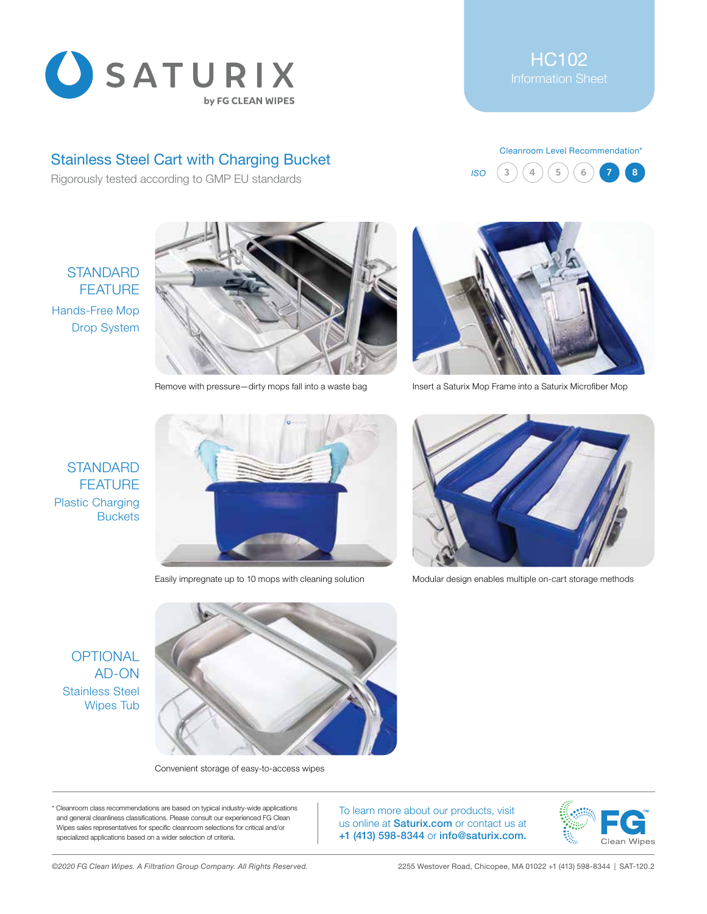# SATURIX

by FG CLEAN WIPES

HC102
Information Sheet

## Stainless Steel Cart with Charging Bucket

Rigorously tested according to GMP EU standards

Cleanroom Level Recommendation*

ISO 3 4 5 6 **7** **8**

### STANDARD FEATURE
Hands-Free Mop Drop System

Remove with pressure—dirty mops fall into a waste bag

Insert a Saturix Mop Frame into a Saturix Microfiber Mop

### STANDARD FEATURE
Plastic Charging Buckets

Easily impregnate up to 10 mops with cleaning solution

Modular design enables multiple on-cart storage methods

### OPTIONAL AD-ON
Stainless Steel Wipes Tub

Convenient storage of easy-to-access wipes

* Cleanroom class recommendations are based on typical industry-wide applications and general cleanliness classifications. Please consult our experienced FG Clean Wipes sales representatives for specific cleanroom selections for critical and/or specialized applications based on a wider selection of criteria.

To learn more about our products, visit us online at **Saturix.com** or contact us at **+1 (413) 598-8344** or **info@saturix.com.**

FG™ Clean Wipes

*©2020 FG Clean Wipes. A Filtration Group Company. All Rights Reserved.*

2255 Westover Road, Chicopee, MA 01022 +1 (413) 598-8344 | SAT-120.2